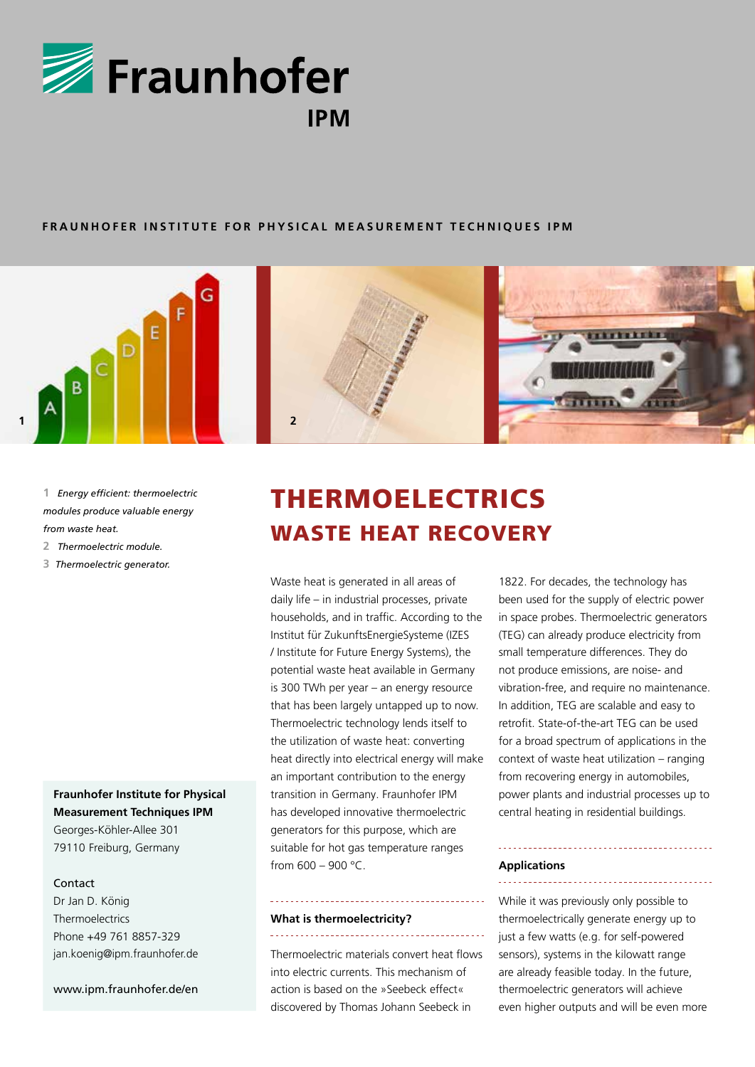Fraunhofer IPM

FRAUNHOFER INSTITUTE FOR PHYSICAL MEASUREMENT TECHNIQUES IPM

1 *Energy efficient: thermoelectric modules produce valuable energy from waste heat.*

2 *Thermoelectric module.*

3 *Thermoelectric generator.*

# THERMOELECTRICS

## WASTE HEAT RECOVERY

Waste heat is generated in all areas of daily life – in industrial processes, private households, and in traffic. According to the Institut für ZukunftsEnergieSysteme (IZES / Institute for Future Energy Systems), the potential waste heat available in Germany is 300 TWh per year – an energy resource that has been largely untapped up to now. Thermoelectric technology lends itself to the utilization of waste heat: converting heat directly into electrical energy will make an important contribution to the energy transition in Germany. Fraunhofer IPM has developed innovative thermoelectric generators for this purpose, which are suitable for hot gas temperature ranges from 600 – 900 °C.

### What is thermoelectricity?

Thermoelectric materials convert heat flows into electric currents. This mechanism of action is based on the »Seebeck effect« discovered by Thomas Johann Seebeck in 1822. For decades, the technology has been used for the supply of electric power in space probes. Thermoelectric generators (TEG) can already produce electricity from small temperature differences. They do not produce emissions, are noise- and vibration-free, and require no maintenance. In addition, TEG are scalable and easy to retrofit. State-of-the-art TEG can be used for a broad spectrum of applications in the context of waste heat utilization – ranging from recovering energy in automobiles, power plants and industrial processes up to central heating in residential buildings.

### Applications

While it was previously only possible to thermoelectrically generate energy up to just a few watts (e.g. for self-powered sensors), systems in the kilowatt range are already feasible today. In the future, thermoelectric generators will achieve even higher outputs and will be even more

**Fraunhofer Institute for Physical Measurement Techniques IPM**
Georges-Köhler-Allee 301
79110 Freiburg, Germany

Contact
Dr Jan D. König
Thermoelectrics
Phone +49 761 8857-329
jan.koenig@ipm.fraunhofer.de

www.ipm.fraunhofer.de/en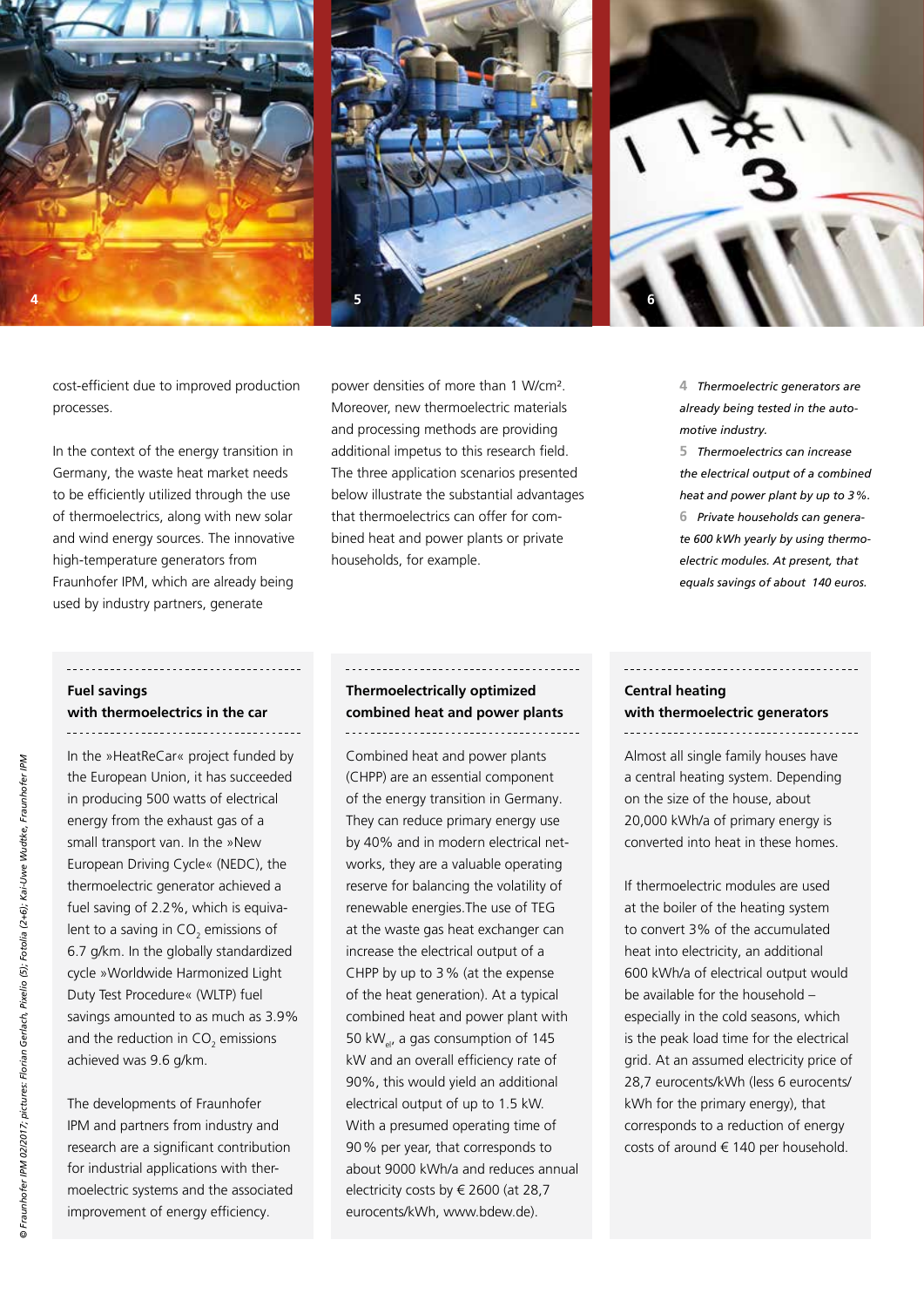cost-efficient due to improved production processes.

In the context of the energy transition in Germany, the waste heat market needs to be efficiently utilized through the use of thermoelectrics, along with new solar and wind energy sources. The innovative high-temperature generators from Fraunhofer IPM, which are already being used by industry partners, generate power densities of more than 1 W/cm². Moreover, new thermoelectric materials and processing methods are providing additional impetus to this research field. The three application scenarios presented below illustrate the substantial advantages that thermoelectrics can offer for combined heat and power plants or private households, for example.

*4 Thermoelectric generators are already being tested in the automotive industry.*
*5 Thermoelectrics can increase the electrical output of a combined heat and power plant by up to 3%.*
*6 Private households can generate 600 kWh yearly by using thermoelectric modules. At present, that equals savings of about 140 euros.*

### Fuel savings with thermoelectrics in the car

In the »HeatReCar« project funded by the European Union, it has succeeded in producing 500 watts of electrical energy from the exhaust gas of a small transport van. In the »New European Driving Cycle« (NEDC), the thermoelectric generator achieved a fuel saving of 2.2%, which is equivalent to a saving in $CO_2$ emissions of 6.7 g/km. In the globally standardized cycle »Worldwide Harmonized Light Duty Test Procedure« (WLTP) fuel savings amounted to as much as 3.9% and the reduction in $CO_2$ emissions achieved was 9.6 g/km.

The developments of Fraunhofer IPM and partners from industry and research are a significant contribution for industrial applications with thermoelectric systems and the associated improvement of energy efficiency.

### Thermoelectrically optimized combined heat and power plants

Combined heat and power plants (CHPP) are an essential component of the energy transition in Germany. They can reduce primary energy use by 40% and in modern electrical networks, they are a valuable operating reserve for balancing the volatility of renewable energies.The use of TEG at the waste gas heat exchanger can increase the electrical output of a CHPP by up to 3 % (at the expense of the heat generation). At a typical combined heat and power plant with 50 $kW_{el}$, a gas consumption of 145 kW and an overall efficiency rate of 90%, this would yield an additional electrical output of up to 1.5 kW. With a presumed operating time of 90 % per year, that corresponds to about 9000 kWh/a and reduces annual electricity costs by € 2600 (at 28,7 eurocents/kWh, www.bdew.de).

### Central heating with thermoelectric generators

Almost all single family houses have a central heating system. Depending on the size of the house, about 20,000 kWh/a of primary energy is converted into heat in these homes.

If thermoelectric modules are used at the boiler of the heating system to convert 3% of the accumulated heat into electricity, an additional 600 kWh/a of electrical output would be available for the household – especially in the cold seasons, which is the peak load time for the electrical grid. At an assumed electricity price of 28,7 eurocents/kWh (less 6 eurocents/kWh for the primary energy), that corresponds to a reduction of energy costs of around € 140 per household.

*© Fraunhofer IPM 02/2017; pictures: Florian Gerlach, Pixelio (5); Fotolia (2+6); Kai-Uwe Wudtke, Fraunhofer IPM*